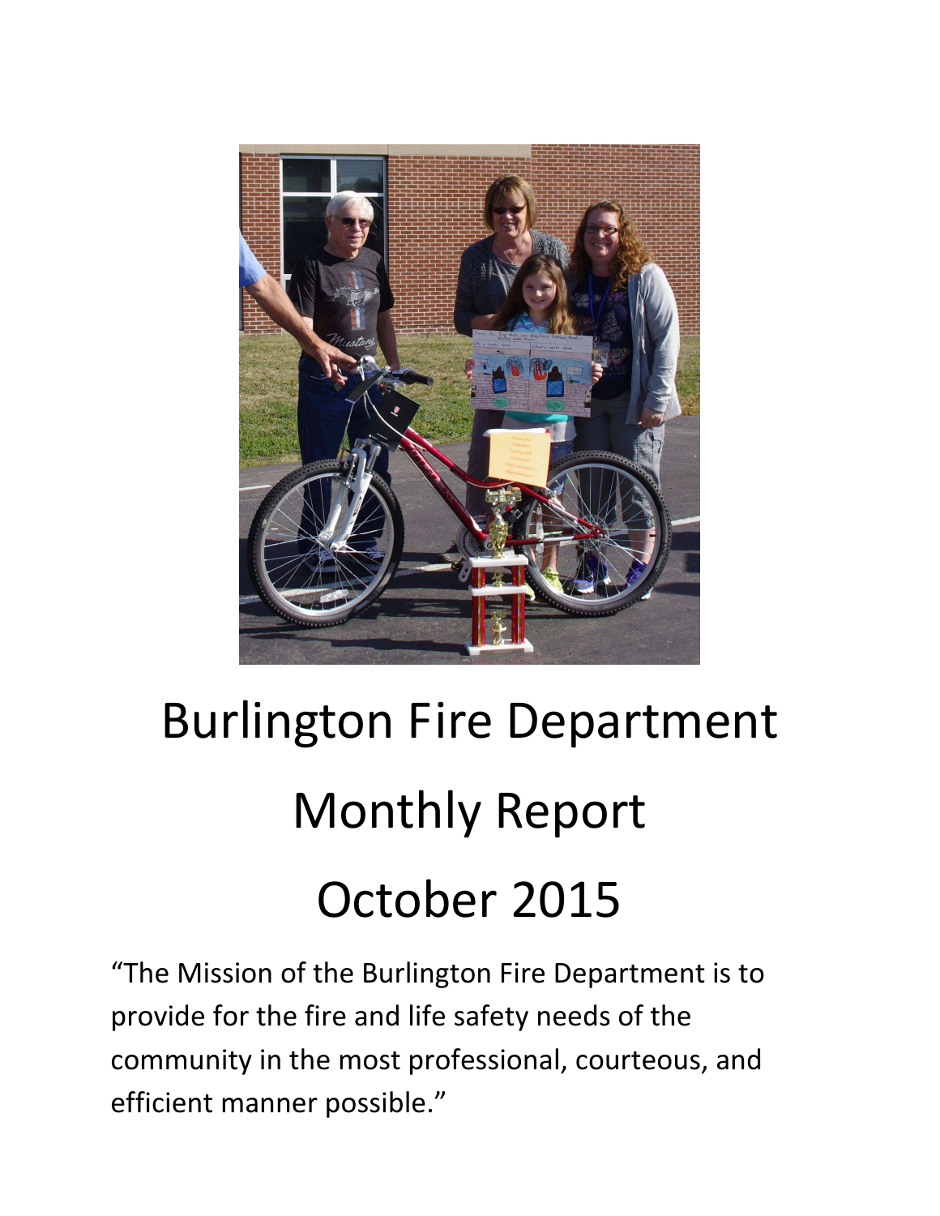# Burlington Fire Department

# Monthly Report

# October 2015

"The Mission of the Burlington Fire Department is to provide for the fire and life safety needs of the community in the most professional, courteous, and efficient manner possible."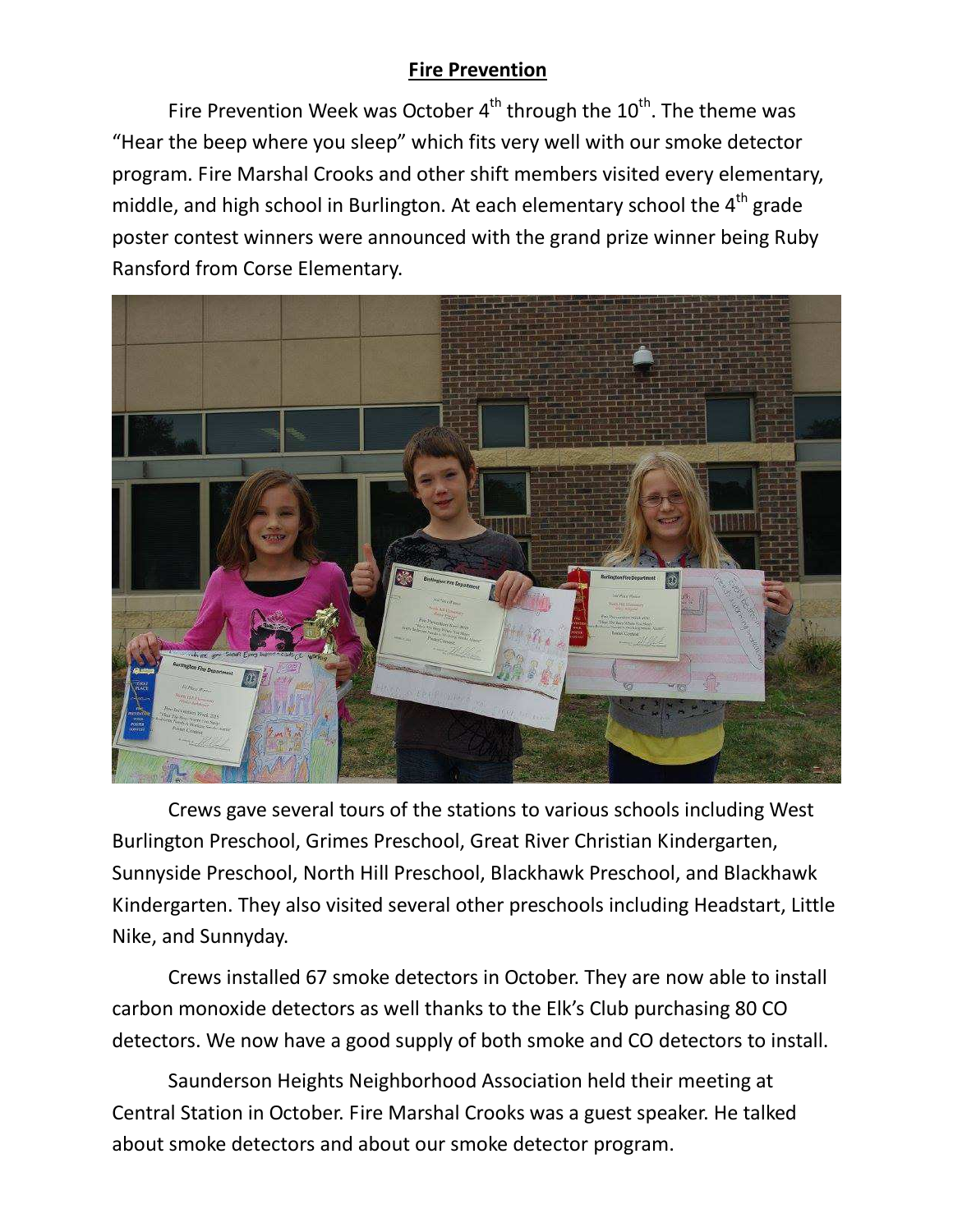## Fire Prevention

Fire Prevention Week was October 4th through the 10th. The theme was "Hear the beep where you sleep" which fits very well with our smoke detector program. Fire Marshal Crooks and other shift members visited every elementary, middle, and high school in Burlington. At each elementary school the 4th grade poster contest winners were announced with the grand prize winner being Ruby Ransford from Corse Elementary.

Crews gave several tours of the stations to various schools including West Burlington Preschool, Grimes Preschool, Great River Christian Kindergarten, Sunnyside Preschool, North Hill Preschool, Blackhawk Preschool, and Blackhawk Kindergarten. They also visited several other preschools including Headstart, Little Nike, and Sunnyday.

Crews installed 67 smoke detectors in October. They are now able to install carbon monoxide detectors as well thanks to the Elk's Club purchasing 80 CO detectors. We now have a good supply of both smoke and CO detectors to install.

Saunderson Heights Neighborhood Association held their meeting at Central Station in October. Fire Marshal Crooks was a guest speaker. He talked about smoke detectors and about our smoke detector program.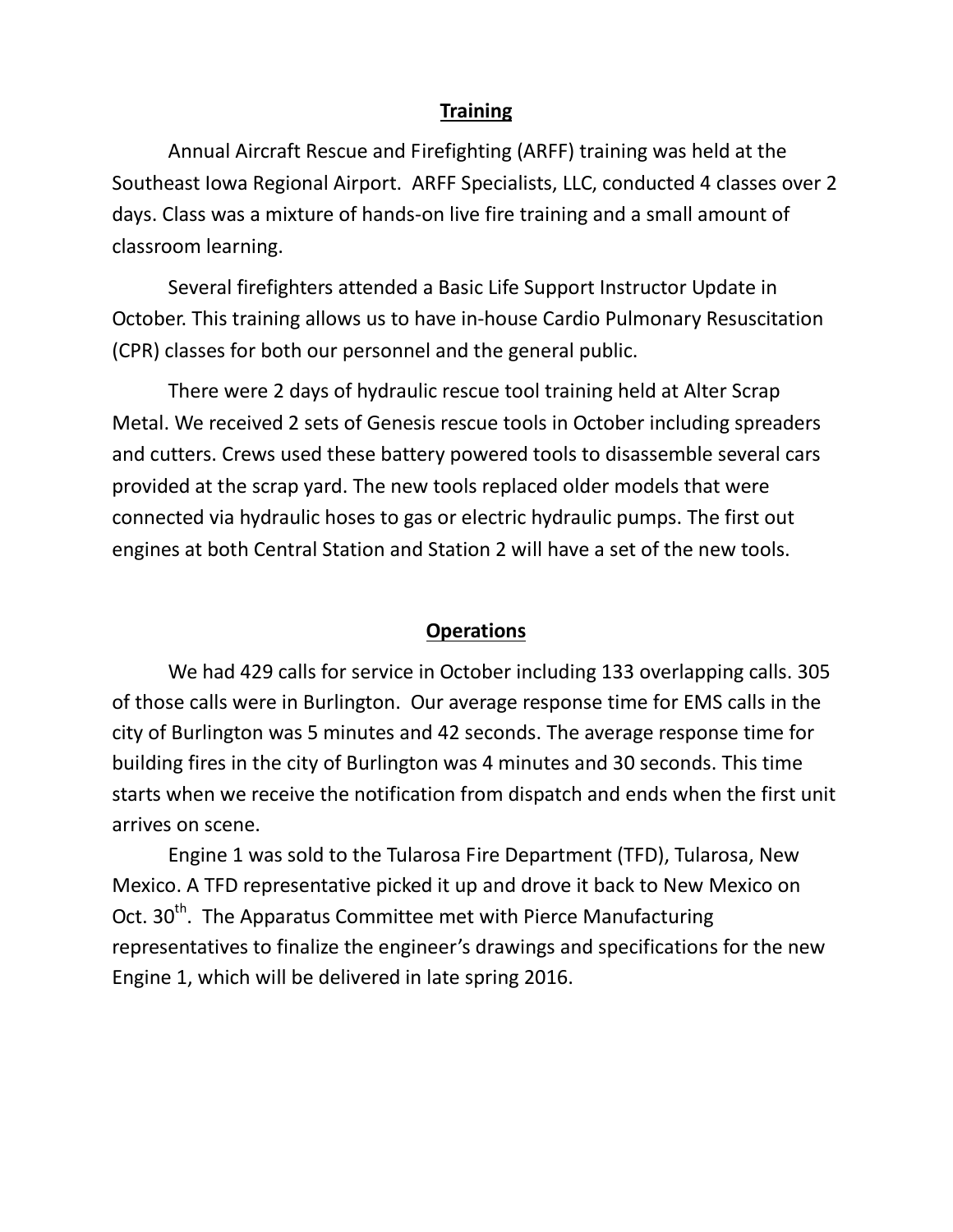## Training

Annual Aircraft Rescue and Firefighting (ARFF) training was held at the Southeast Iowa Regional Airport. ARFF Specialists, LLC, conducted 4 classes over 2 days. Class was a mixture of hands-on live fire training and a small amount of classroom learning.

Several firefighters attended a Basic Life Support Instructor Update in October. This training allows us to have in-house Cardio Pulmonary Resuscitation (CPR) classes for both our personnel and the general public.

There were 2 days of hydraulic rescue tool training held at Alter Scrap Metal. We received 2 sets of Genesis rescue tools in October including spreaders and cutters. Crews used these battery powered tools to disassemble several cars provided at the scrap yard. The new tools replaced older models that were connected via hydraulic hoses to gas or electric hydraulic pumps. The first out engines at both Central Station and Station 2 will have a set of the new tools.

## Operations

We had 429 calls for service in October including 133 overlapping calls. 305 of those calls were in Burlington. Our average response time for EMS calls in the city of Burlington was 5 minutes and 42 seconds. The average response time for building fires in the city of Burlington was 4 minutes and 30 seconds. This time starts when we receive the notification from dispatch and ends when the first unit arrives on scene.

Engine 1 was sold to the Tularosa Fire Department (TFD), Tularosa, New Mexico. A TFD representative picked it up and drove it back to New Mexico on Oct. 30th. The Apparatus Committee met with Pierce Manufacturing representatives to finalize the engineer's drawings and specifications for the new Engine 1, which will be delivered in late spring 2016.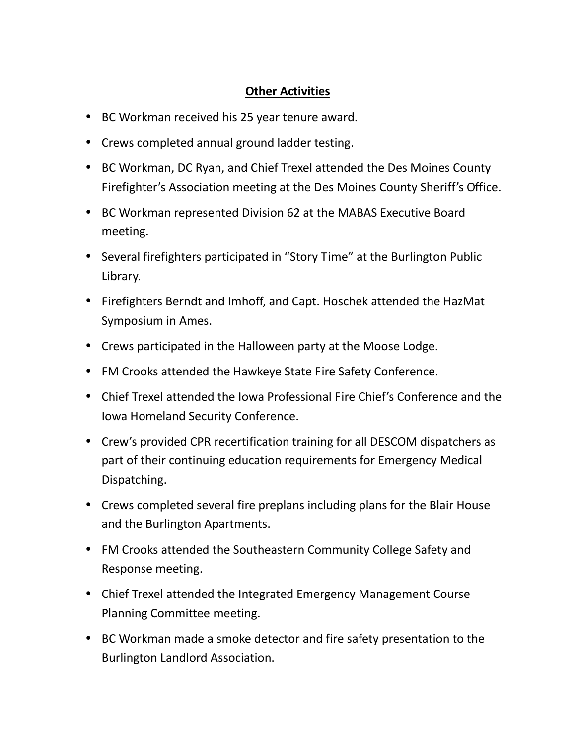## **Other Activities**

- BC Workman received his 25 year tenure award.
- Crews completed annual ground ladder testing.
- BC Workman, DC Ryan, and Chief Trexel attended the Des Moines County Firefighter's Association meeting at the Des Moines County Sheriff's Office.
- BC Workman represented Division 62 at the MABAS Executive Board meeting.
- Several firefighters participated in "Story Time" at the Burlington Public Library.
- Firefighters Berndt and Imhoff, and Capt. Hoschek attended the HazMat Symposium in Ames.
- Crews participated in the Halloween party at the Moose Lodge.
- FM Crooks attended the Hawkeye State Fire Safety Conference.
- Chief Trexel attended the Iowa Professional Fire Chief's Conference and the Iowa Homeland Security Conference.
- Crew's provided CPR recertification training for all DESCOM dispatchers as part of their continuing education requirements for Emergency Medical Dispatching.
- Crews completed several fire preplans including plans for the Blair House and the Burlington Apartments.
- FM Crooks attended the Southeastern Community College Safety and Response meeting.
- Chief Trexel attended the Integrated Emergency Management Course Planning Committee meeting.
- BC Workman made a smoke detector and fire safety presentation to the Burlington Landlord Association.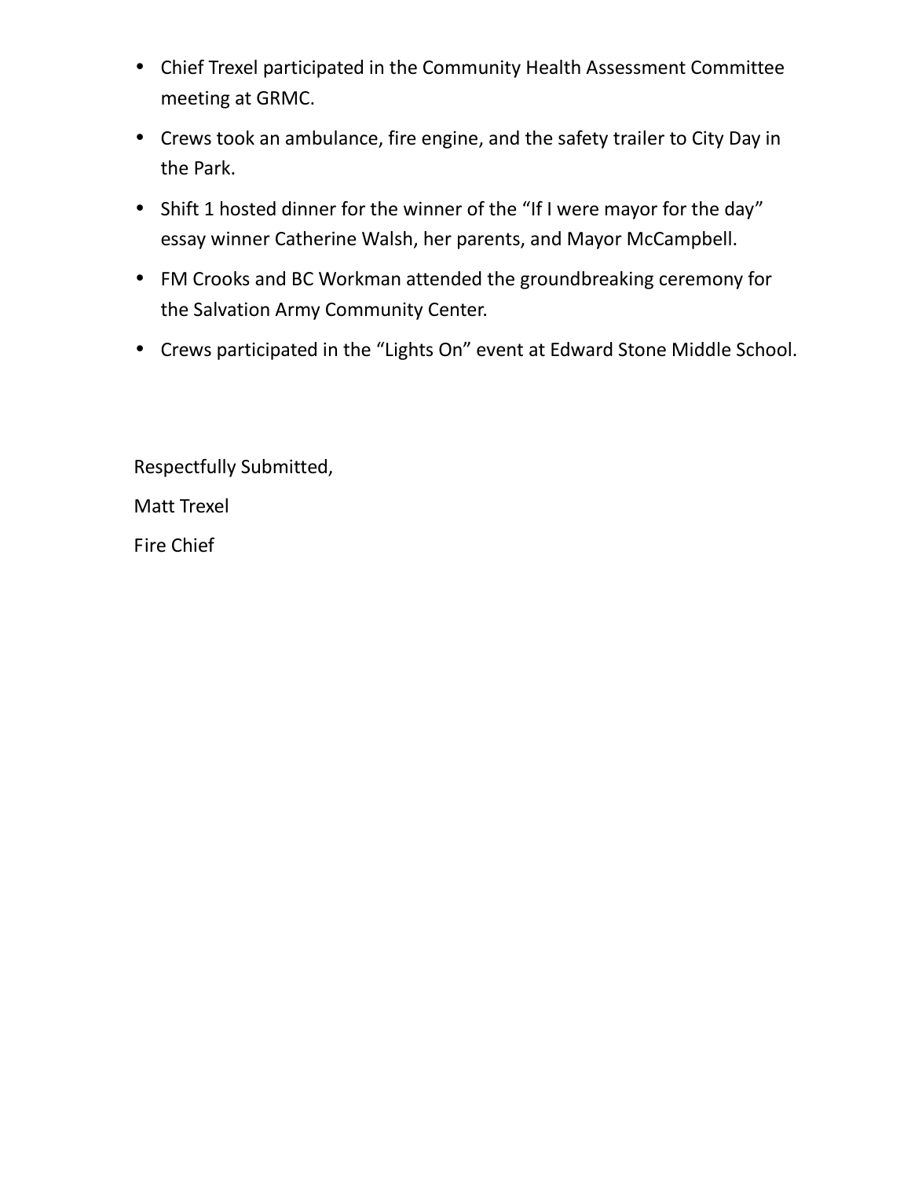- Chief Trexel participated in the Community Health Assessment Committee meeting at GRMC.
- Crews took an ambulance, fire engine, and the safety trailer to City Day in the Park.
- Shift 1 hosted dinner for the winner of the "If I were mayor for the day" essay winner Catherine Walsh, her parents, and Mayor McCampbell.
- FM Crooks and BC Workman attended the groundbreaking ceremony for the Salvation Army Community Center.
- Crews participated in the "Lights On" event at Edward Stone Middle School.

Respectfully Submitted,

Matt Trexel

Fire Chief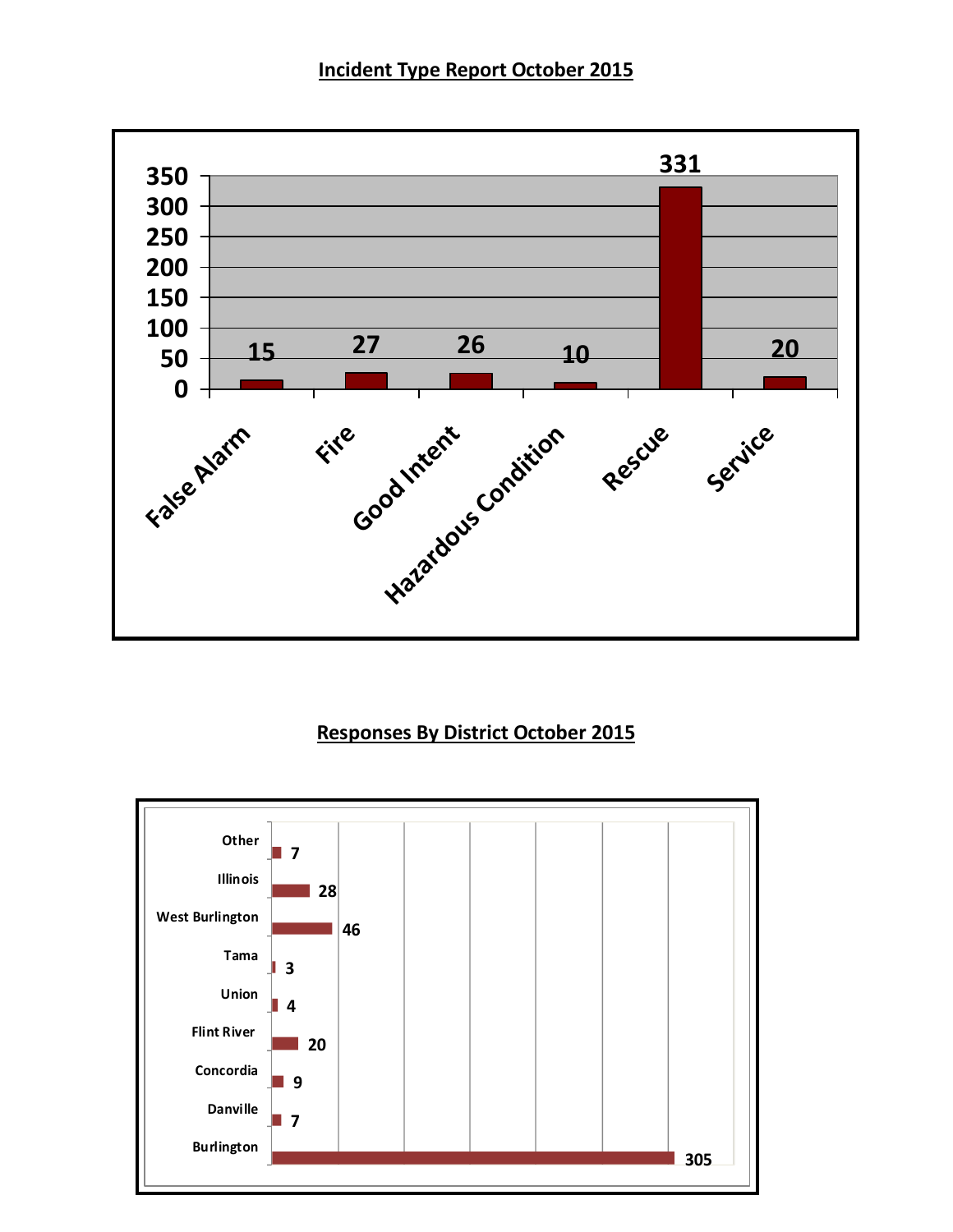## Incident Type Report October 2015

| Incident Type | Count |
|---|---|
| False Alarm | 15 |
| Fire | 27 |
| Good Intent | 26 |
| Hazardous Condition | 10 |
| Rescue | 331 |
| Service | 20 |

## Responses By District October 2015

| District | Responses |
|---|---|
| Other | 7 |
| Illinois | 28 |
| West Burlington | 46 |
| Tama | 3 |
| Union | 4 |
| Flint River | 20 |
| Concordia | 9 |
| Danville | 7 |
| Burlington | 305 |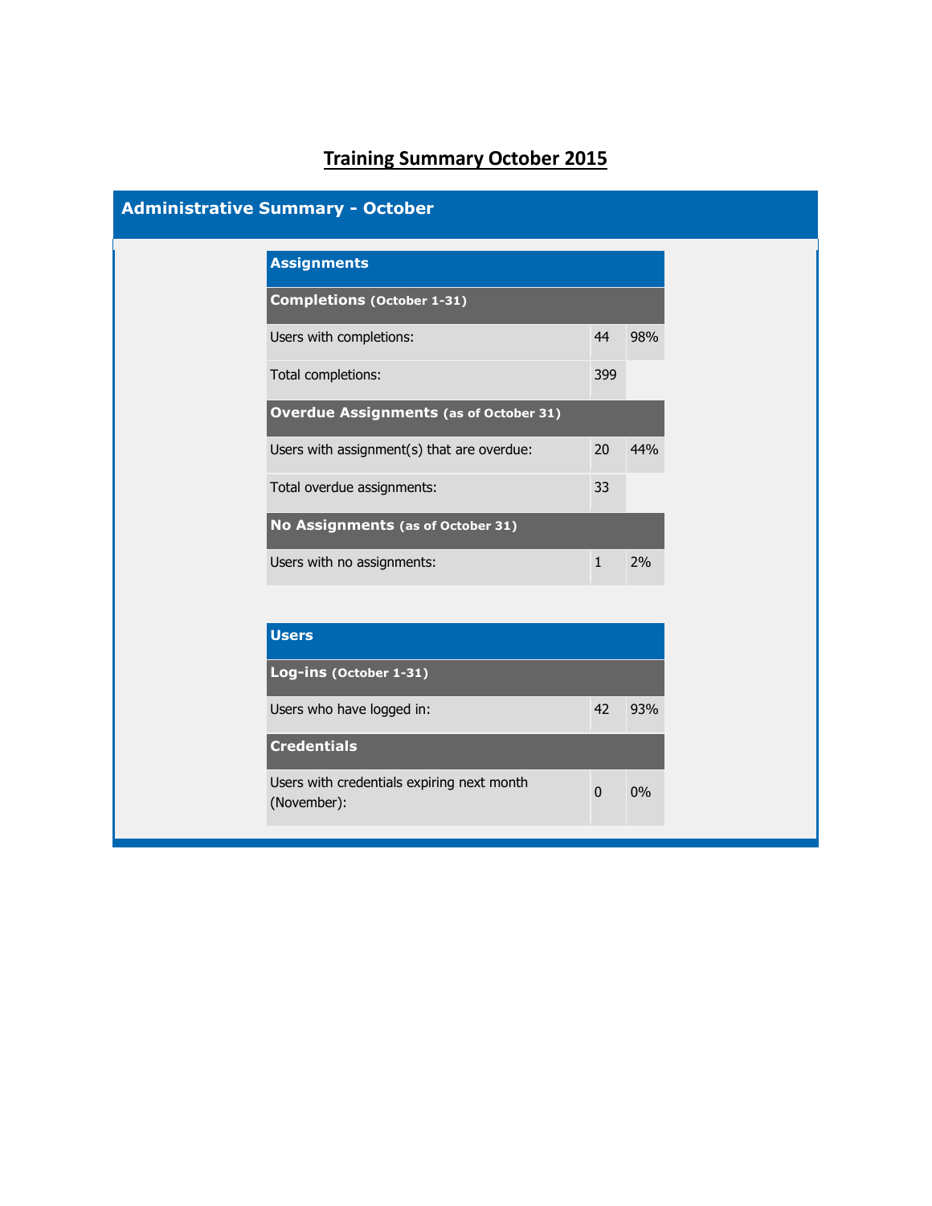# Training Summary October 2015

## Administrative Summary - October

| Assignments | | |
|---|---|---|
| **Completions (October 1-31)** | | |
| Users with completions: | 44 | 98% |
| Total completions: | 399 | |
| **Overdue Assignments (as of October 31)** | | |
| Users with assignment(s) that are overdue: | 20 | 44% |
| Total overdue assignments: | 33 | |
| **No Assignments (as of October 31)** | | |
| Users with no assignments: | 1 | 2% |

| Users | | |
|---|---|---|
| **Log-ins (October 1-31)** | | |
| Users who have logged in: | 42 | 93% |
| **Credentials** | | |
| Users with credentials expiring next month (November): | 0 | 0% |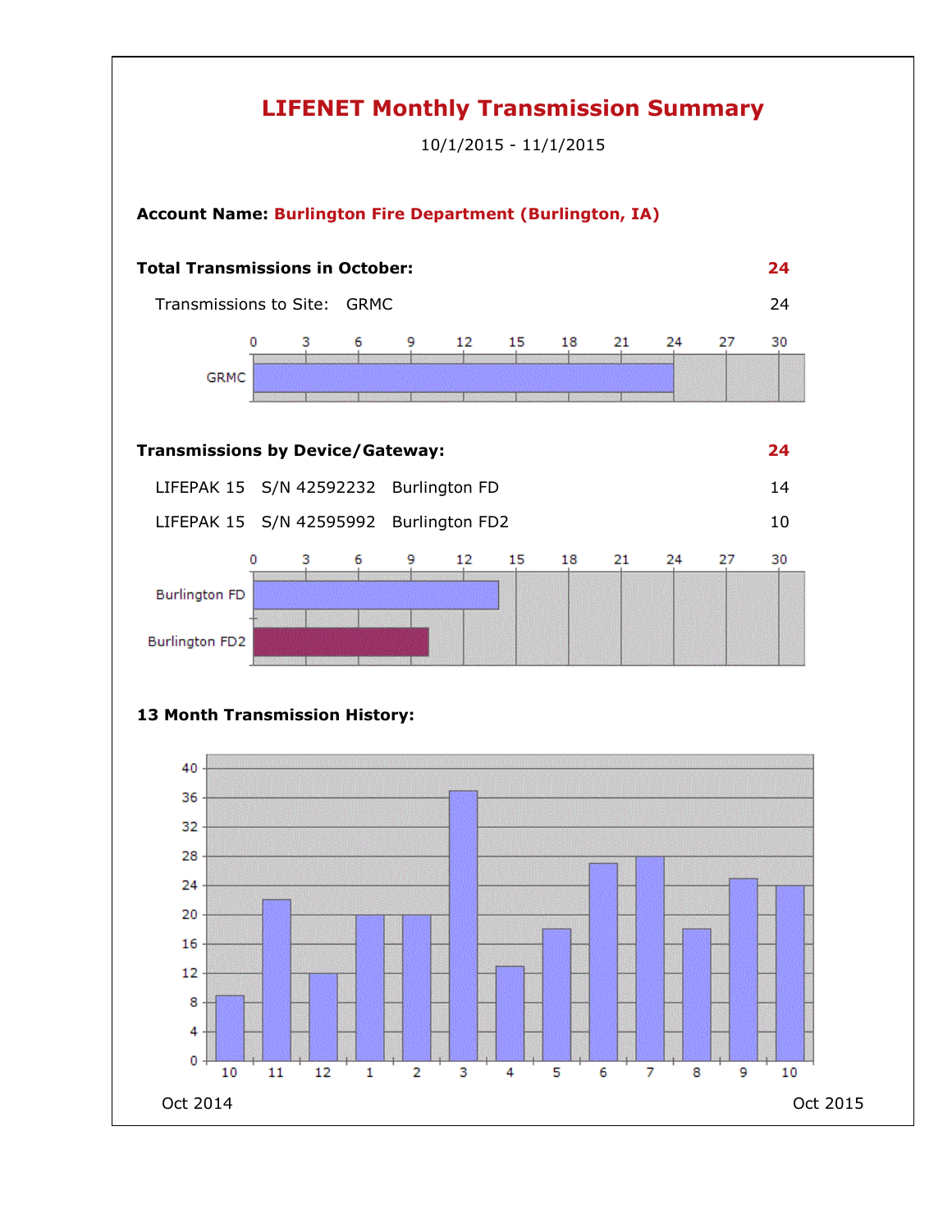# LIFENET Monthly Transmission Summary

10/1/2015 - 11/1/2015

**Account Name:** **Burlington Fire Department (Burlington, IA)**

**Total Transmissions in October:** **24**

Transmissions to Site: GRMC 24

0 3 6 9 12 15 18 21 24 27 30

GRMC

**Transmissions by Device/Gateway:** **24**

| | | | |
|---|---|---|---|
| LIFEPAK 15 | S/N 42592232 | Burlington FD | 14 |
| LIFEPAK 15 | S/N 42595992 | Burlington FD2 | 10 |

0 3 6 9 12 15 18 21 24 27 30

Burlington FD

Burlington FD2

**13 Month Transmission History:**

40 36 32 28 24 20 16 12 8 4 0

10 11 12 1 2 3 4 5 6 7 8 9 10

Oct 2014

Oct 2015